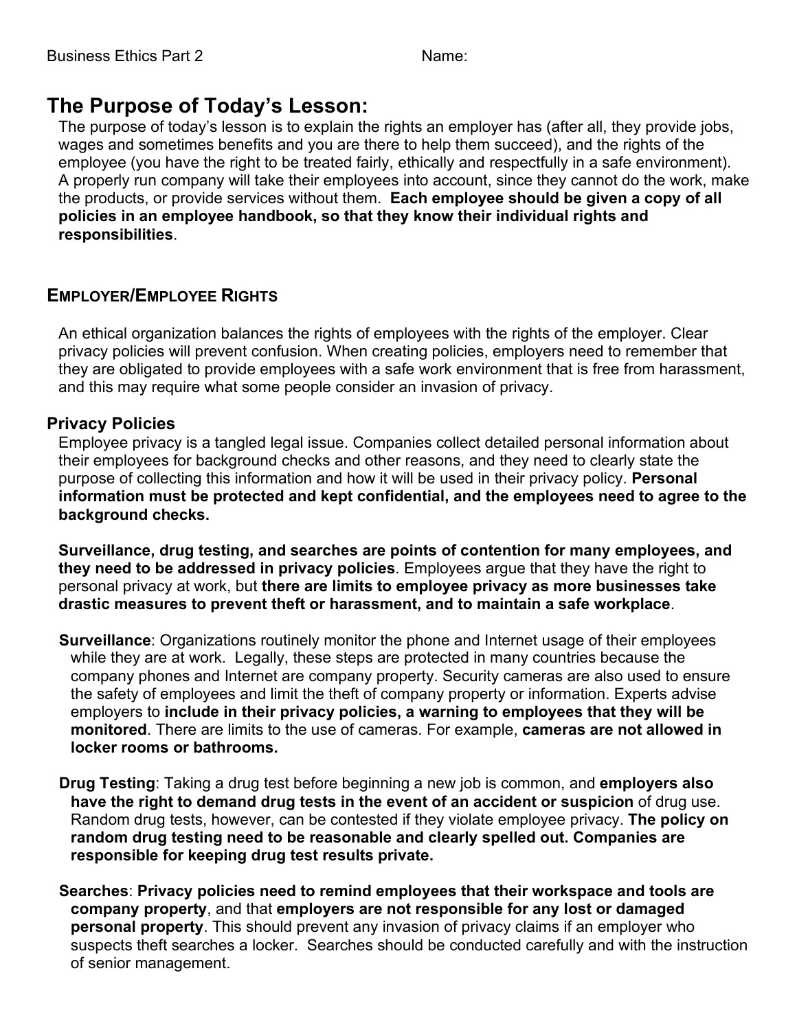Business Ethics Part 2 Name:

# The Purpose of Today's Lesson:

The purpose of today's lesson is to explain the rights an employer has (after all, they provide jobs, wages and sometimes benefits and you are there to help them succeed), and the rights of the employee (you have the right to be treated fairly, ethically and respectfully in a safe environment). A properly run company will take their employees into account, since they cannot do the work, make the products, or provide services without them. **Each employee should be given a copy of all policies in an employee handbook, so that they know their individual rights and responsibilities**.

## EMPLOYER/EMPLOYEE RIGHTS

An ethical organization balances the rights of employees with the rights of the employer. Clear privacy policies will prevent confusion. When creating policies, employers need to remember that they are obligated to provide employees with a safe work environment that is free from harassment, and this may require what some people consider an invasion of privacy.

### Privacy Policies

Employee privacy is a tangled legal issue. Companies collect detailed personal information about their employees for background checks and other reasons, and they need to clearly state the purpose of collecting this information and how it will be used in their privacy policy. **Personal information must be protected and kept confidential, and the employees need to agree to the background checks.**

**Surveillance, drug testing, and searches are points of contention for many employees, and they need to be addressed in privacy policies**. Employees argue that they have the right to personal privacy at work, but **there are limits to employee privacy as more businesses take drastic measures to prevent theft or harassment, and to maintain a safe workplace**.

**Surveillance**: Organizations routinely monitor the phone and Internet usage of their employees while they are at work. Legally, these steps are protected in many countries because the company phones and Internet are company property. Security cameras are also used to ensure the safety of employees and limit the theft of company property or information. Experts advise employers to **include in their privacy policies, a warning to employees that they will be monitored**. There are limits to the use of cameras. For example, **cameras are not allowed in locker rooms or bathrooms.**

**Drug Testing**: Taking a drug test before beginning a new job is common, and **employers also have the right to demand drug tests in the event of an accident or suspicion** of drug use. Random drug tests, however, can be contested if they violate employee privacy. **The policy on random drug testing need to be reasonable and clearly spelled out. Companies are responsible for keeping drug test results private.**

**Searches**: **Privacy policies need to remind employees that their workspace and tools are company property**, and that **employers are not responsible for any lost or damaged personal property**. This should prevent any invasion of privacy claims if an employer who suspects theft searches a locker. Searches should be conducted carefully and with the instruction of senior management.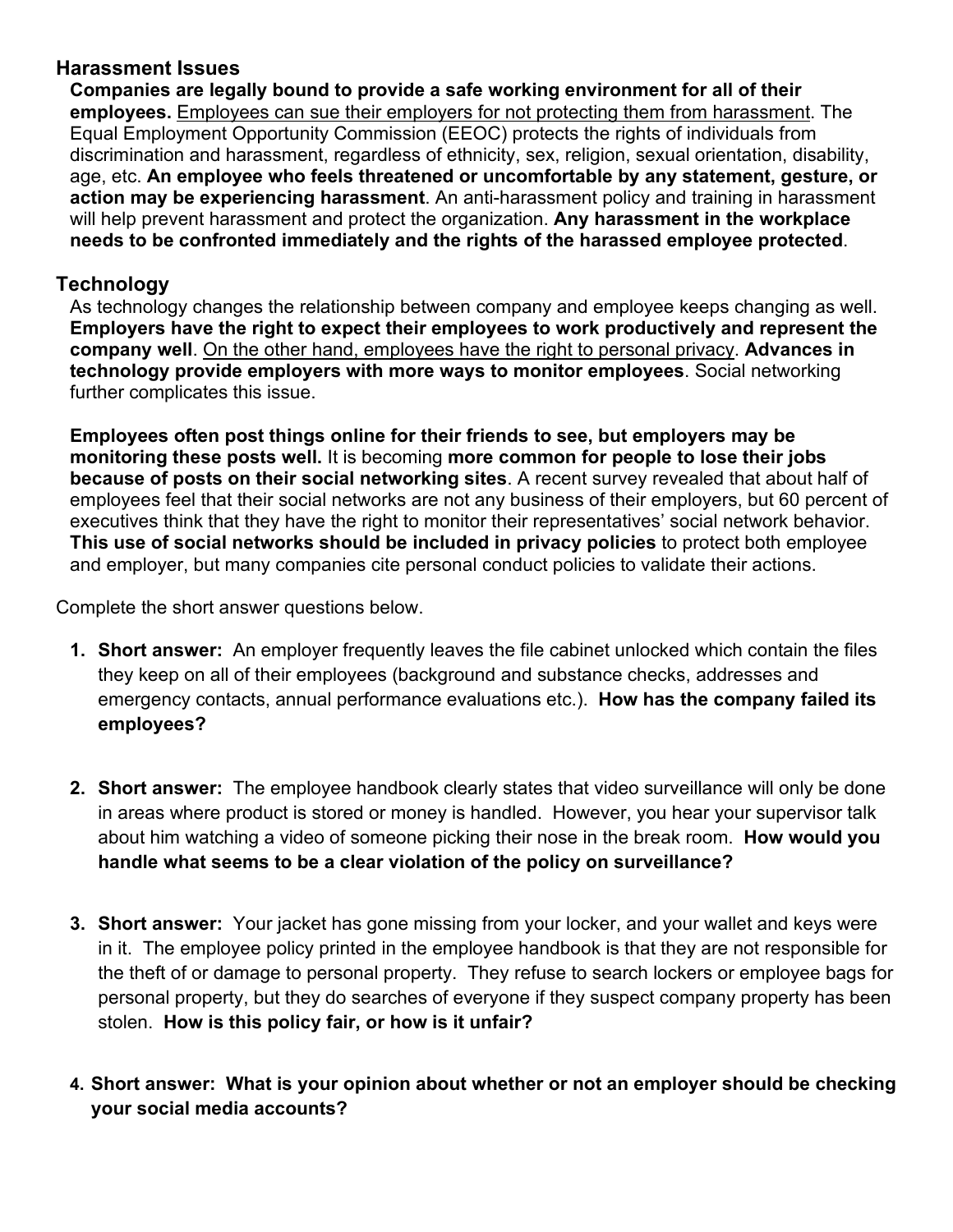## Harassment Issues

**Companies are legally bound to provide a safe working environment for all of their employees.** <u>Employees can sue their employers for not protecting them from harassment</u>. The Equal Employment Opportunity Commission (EEOC) protects the rights of individuals from discrimination and harassment, regardless of ethnicity, sex, religion, sexual orientation, disability, age, etc. **An employee who feels threatened or uncomfortable by any statement, gesture, or action may be experiencing harassment**. An anti-harassment policy and training in harassment will help prevent harassment and protect the organization. **Any harassment in the workplace needs to be confronted immediately and the rights of the harassed employee protected**.

## Technology

As technology changes the relationship between company and employee keeps changing as well. **Employers have the right to expect their employees to work productively and represent the company well**. <u>On the other hand, employees have the right to personal privacy</u>. **Advances in technology provide employers with more ways to monitor employees**. Social networking further complicates this issue.

**Employees often post things online for their friends to see, but employers may be monitoring these posts well.** It is becoming **more common for people to lose their jobs because of posts on their social networking sites**. A recent survey revealed that about half of employees feel that their social networks are not any business of their employers, but 60 percent of executives think that they have the right to monitor their representatives' social network behavior. **This use of social networks should be included in privacy policies** to protect both employee and employer, but many companies cite personal conduct policies to validate their actions.

Complete the short answer questions below.

1. **Short answer:** An employer frequently leaves the file cabinet unlocked which contain the files they keep on all of their employees (background and substance checks, addresses and emergency contacts, annual performance evaluations etc.). **How has the company failed its employees?**

2. **Short answer:** The employee handbook clearly states that video surveillance will only be done in areas where product is stored or money is handled. However, you hear your supervisor talk about him watching a video of someone picking their nose in the break room. **How would you handle what seems to be a clear violation of the policy on surveillance?**

3. **Short answer:** Your jacket has gone missing from your locker, and your wallet and keys were in it. The employee policy printed in the employee handbook is that they are not responsible for the theft of or damage to personal property. They refuse to search lockers or employee bags for personal property, but they do searches of everyone if they suspect company property has been stolen. **How is this policy fair, or how is it unfair?**

4. **Short answer: What is your opinion about whether or not an employer should be checking your social media accounts?**